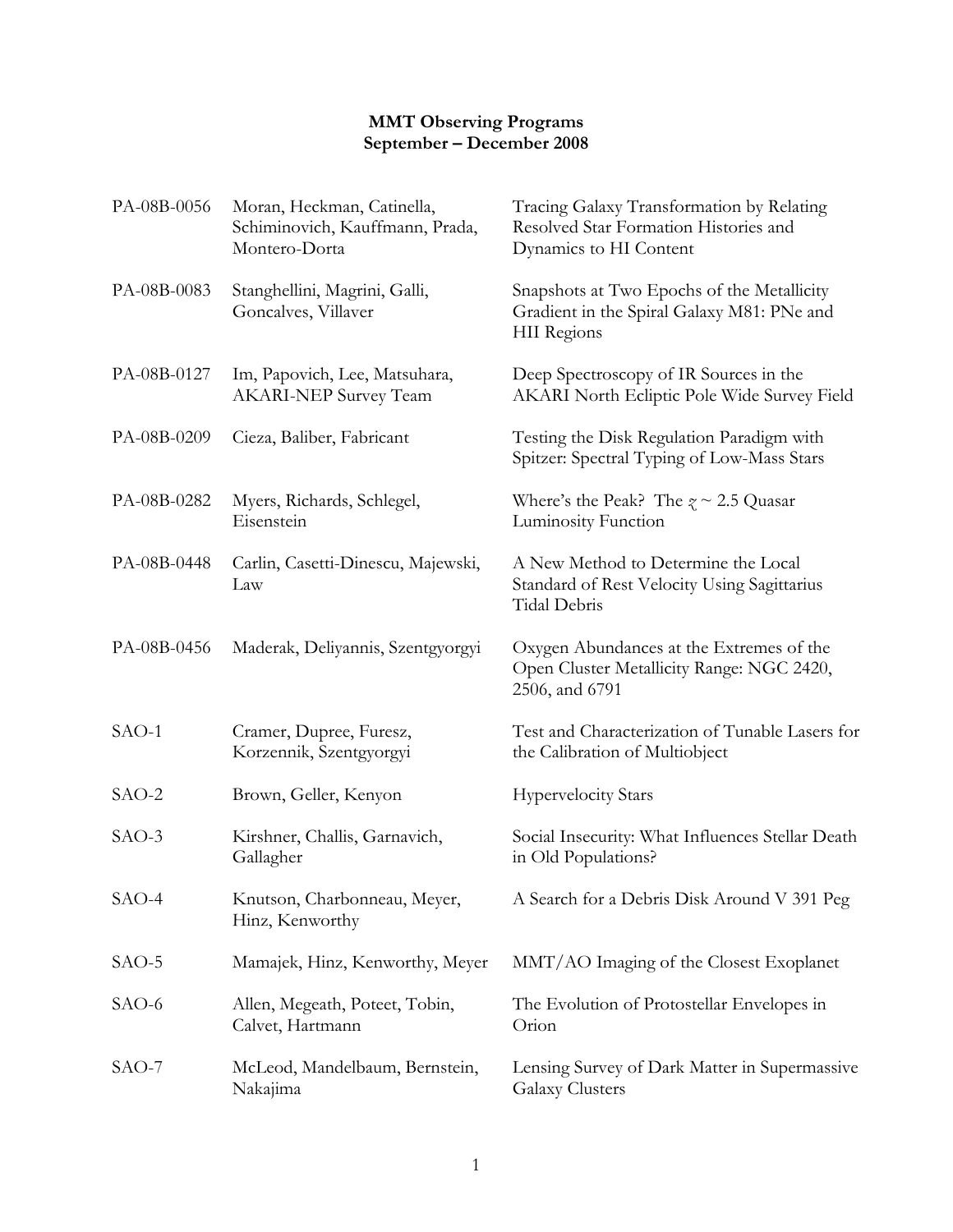**MMT Observing Programs**
**September – December 2008**

| | | |
|---|---|---|
| PA-08B-0056 | Moran, Heckman, Catinella, Schiminovich, Kauffmann, Prada, Montero-Dorta | Tracing Galaxy Transformation by Relating Resolved Star Formation Histories and Dynamics to HI Content |
| PA-08B-0083 | Stanghellini, Magrini, Galli, Goncalves, Villaver | Snapshots at Two Epochs of the Metallicity Gradient in the Spiral Galaxy M81: PNe and HII Regions |
| PA-08B-0127 | Im, Papovich, Lee, Matsuhara, AKARI-NEP Survey Team | Deep Spectroscopy of IR Sources in the AKARI North Ecliptic Pole Wide Survey Field |
| PA-08B-0209 | Cieza, Baliber, Fabricant | Testing the Disk Regulation Paradigm with Spitzer: Spectral Typing of Low-Mass Stars |
| PA-08B-0282 | Myers, Richards, Schlegel, Eisenstein | Where's the Peak? The $z \sim 2.5$ Quasar Luminosity Function |
| PA-08B-0448 | Carlin, Casetti-Dinescu, Majewski, Law | A New Method to Determine the Local Standard of Rest Velocity Using Sagittarius Tidal Debris |
| PA-08B-0456 | Maderak, Deliyannis, Szentgyorgyi | Oxygen Abundances at the Extremes of the Open Cluster Metallicity Range: NGC 2420, 2506, and 6791 |
| SAO-1 | Cramer, Dupree, Furesz, Korzennik, Szentgyorgyi | Test and Characterization of Tunable Lasers for the Calibration of Multiobject |
| SAO-2 | Brown, Geller, Kenyon | Hypervelocity Stars |
| SAO-3 | Kirshner, Challis, Garnavich, Gallagher | Social Insecurity: What Influences Stellar Death in Old Populations? |
| SAO-4 | Knutson, Charbonneau, Meyer, Hinz, Kenworthy | A Search for a Debris Disk Around V 391 Peg |
| SAO-5 | Mamajek, Hinz, Kenworthy, Meyer | MMT/AO Imaging of the Closest Exoplanet |
| SAO-6 | Allen, Megeath, Poteet, Tobin, Calvet, Hartmann | The Evolution of Protostellar Envelopes in Orion |
| SAO-7 | McLeod, Mandelbaum, Bernstein, Nakajima | Lensing Survey of Dark Matter in Supermassive Galaxy Clusters |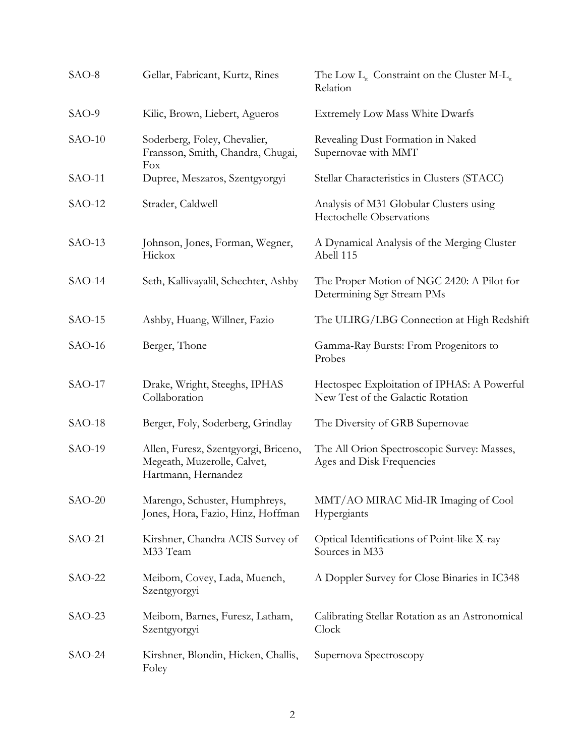| | | |
|---|---|---|
| SAO-8 | Gellar, Fabricant, Kurtz, Rines | The Low $L_x$ Constraint on the Cluster M-$L_x$ Relation |
| SAO-9 | Kilic, Brown, Liebert, Agueros | Extremely Low Mass White Dwarfs |
| SAO-10 | Soderberg, Foley, Chevalier, Fransson, Smith, Chandra, Chugai, Fox | Revealing Dust Formation in Naked Supernovae with MMT |
| SAO-11 | Dupree, Meszaros, Szentgyorgyi | Stellar Characteristics in Clusters (STACC) |
| SAO-12 | Strader, Caldwell | Analysis of M31 Globular Clusters using Hectochelle Observations |
| SAO-13 | Johnson, Jones, Forman, Wegner, Hickox | A Dynamical Analysis of the Merging Cluster Abell 115 |
| SAO-14 | Seth, Kallivayalil, Schechter, Ashby | The Proper Motion of NGC 2420: A Pilot for Determining Sgr Stream PMs |
| SAO-15 | Ashby, Huang, Willner, Fazio | The ULIRG/LBG Connection at High Redshift |
| SAO-16 | Berger, Thone | Gamma-Ray Bursts: From Progenitors to Probes |
| SAO-17 | Drake, Wright, Steeghs, IPHAS Collaboration | Hectospec Exploitation of IPHAS: A Powerful New Test of the Galactic Rotation |
| SAO-18 | Berger, Foly, Soderberg, Grindlay | The Diversity of GRB Supernovae |
| SAO-19 | Allen, Furesz, Szentgyorgi, Briceno, Megeath, Muzerolle, Calvet, Hartmann, Hernandez | The All Orion Spectroscopic Survey: Masses, Ages and Disk Frequencies |
| SAO-20 | Marengo, Schuster, Humphreys, Jones, Hora, Fazio, Hinz, Hoffman | MMT/AO MIRAC Mid-IR Imaging of Cool Hypergiants |
| SAO-21 | Kirshner, Chandra ACIS Survey of M33 Team | Optical Identifications of Point-like X-ray Sources in M33 |
| SAO-22 | Meibom, Covey, Lada, Muench, Szentgyorgyi | A Doppler Survey for Close Binaries in IC348 |
| SAO-23 | Meibom, Barnes, Furesz, Latham, Szentgyorgyi | Calibrating Stellar Rotation as an Astronomical Clock |
| SAO-24 | Kirshner, Blondin, Hicken, Challis, Foley | Supernova Spectroscopy |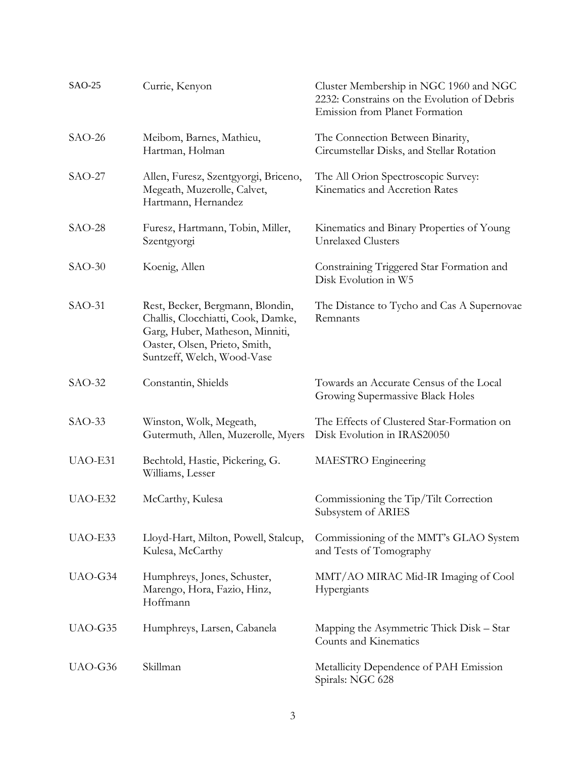| | | |
|---|---|---|
| SAO-25 | Currie, Kenyon | Cluster Membership in NGC 1960 and NGC 2232: Constrains on the Evolution of Debris Emission from Planet Formation |
| SAO-26 | Meibom, Barnes, Mathieu, Hartman, Holman | The Connection Between Binarity, Circumstellar Disks, and Stellar Rotation |
| SAO-27 | Allen, Furesz, Szentgyorgi, Briceno, Megeath, Muzerolle, Calvet, Hartmann, Hernandez | The All Orion Spectroscopic Survey: Kinematics and Accretion Rates |
| SAO-28 | Furesz, Hartmann, Tobin, Miller, Szentgyorgi | Kinematics and Binary Properties of Young Unrelaxed Clusters |
| SAO-30 | Koenig, Allen | Constraining Triggered Star Formation and Disk Evolution in W5 |
| SAO-31 | Rest, Becker, Bergmann, Blondin, Challis, Clocchiatti, Cook, Damke, Garg, Huber, Matheson, Minniti, Oaster, Olsen, Prieto, Smith, Suntzeff, Welch, Wood-Vase | The Distance to Tycho and Cas A Supernovae Remnants |
| SAO-32 | Constantin, Shields | Towards an Accurate Census of the Local Growing Supermassive Black Holes |
| SAO-33 | Winston, Wolk, Megeath, Gutermuth, Allen, Muzerolle, Myers | The Effects of Clustered Star-Formation on Disk Evolution in IRAS20050 |
| UAO-E31 | Bechtold, Hastie, Pickering, G. Williams, Lesser | MAESTRO Engineering |
| UAO-E32 | McCarthy, Kulesa | Commissioning the Tip/Tilt Correction Subsystem of ARIES |
| UAO-E33 | Lloyd-Hart, Milton, Powell, Stalcup, Kulesa, McCarthy | Commissioning of the MMT's GLAO System and Tests of Tomography |
| UAO-G34 | Humphreys, Jones, Schuster, Marengo, Hora, Fazio, Hinz, Hoffmann | MMT/AO MIRAC Mid-IR Imaging of Cool Hypergiants |
| UAO-G35 | Humphreys, Larsen, Cabanela | Mapping the Asymmetric Thick Disk – Star Counts and Kinematics |
| UAO-G36 | Skillman | Metallicity Dependence of PAH Emission Spirals: NGC 628 |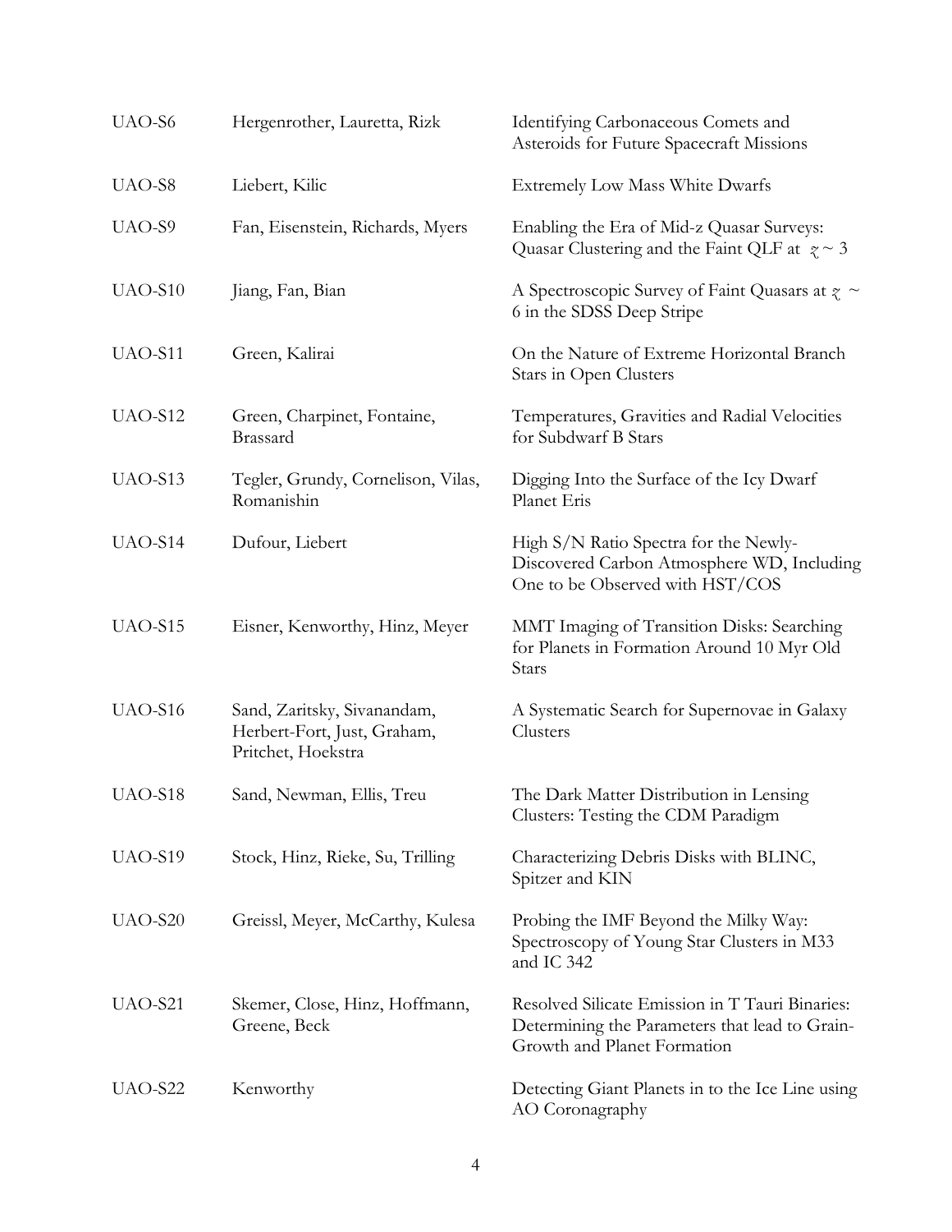| | | |
|---|---|---|
| UAO-S6 | Hergenrother, Lauretta, Rizk | Identifying Carbonaceous Comets and Asteroids for Future Spacecraft Missions |
| UAO-S8 | Liebert, Kilic | Extremely Low Mass White Dwarfs |
| UAO-S9 | Fan, Eisenstein, Richards, Myers | Enabling the Era of Mid-z Quasar Surveys: Quasar Clustering and the Faint QLF at $z \sim 3$ |
| UAO-S10 | Jiang, Fan, Bian | A Spectroscopic Survey of Faint Quasars at $z \sim 6$ in the SDSS Deep Stripe |
| UAO-S11 | Green, Kalirai | On the Nature of Extreme Horizontal Branch Stars in Open Clusters |
| UAO-S12 | Green, Charpinet, Fontaine, Brassard | Temperatures, Gravities and Radial Velocities for Subdwarf B Stars |
| UAO-S13 | Tegler, Grundy, Cornelison, Vilas, Romanishin | Digging Into the Surface of the Icy Dwarf Planet Eris |
| UAO-S14 | Dufour, Liebert | High S/N Ratio Spectra for the Newly-Discovered Carbon Atmosphere WD, Including One to be Observed with HST/COS |
| UAO-S15 | Eisner, Kenworthy, Hinz, Meyer | MMT Imaging of Transition Disks: Searching for Planets in Formation Around 10 Myr Old Stars |
| UAO-S16 | Sand, Zaritsky, Sivanandam, Herbert-Fort, Just, Graham, Pritchet, Hoekstra | A Systematic Search for Supernovae in Galaxy Clusters |
| UAO-S18 | Sand, Newman, Ellis, Treu | The Dark Matter Distribution in Lensing Clusters: Testing the CDM Paradigm |
| UAO-S19 | Stock, Hinz, Rieke, Su, Trilling | Characterizing Debris Disks with BLINC, Spitzer and KIN |
| UAO-S20 | Greissl, Meyer, McCarthy, Kulesa | Probing the IMF Beyond the Milky Way: Spectroscopy of Young Star Clusters in M33 and IC 342 |
| UAO-S21 | Skemer, Close, Hinz, Hoffmann, Greene, Beck | Resolved Silicate Emission in T Tauri Binaries: Determining the Parameters that lead to Grain-Growth and Planet Formation |
| UAO-S22 | Kenworthy | Detecting Giant Planets in to the Ice Line using AO Coronagraphy |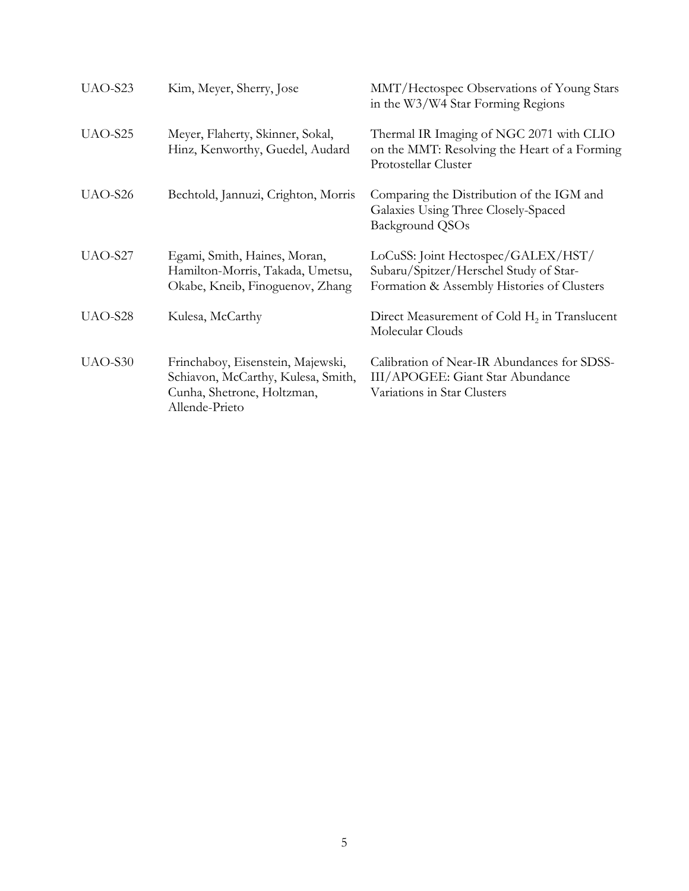| | | |
|---|---|---|
| UAO-S23 | Kim, Meyer, Sherry, Jose | MMT/Hectospec Observations of Young Stars in the W3/W4 Star Forming Regions |
| UAO-S25 | Meyer, Flaherty, Skinner, Sokal, Hinz, Kenworthy, Guedel, Audard | Thermal IR Imaging of NGC 2071 with CLIO on the MMT: Resolving the Heart of a Forming Protostellar Cluster |
| UAO-S26 | Bechtold, Jannuzi, Crighton, Morris | Comparing the Distribution of the IGM and Galaxies Using Three Closely-Spaced Background QSOs |
| UAO-S27 | Egami, Smith, Haines, Moran, Hamilton-Morris, Takada, Umetsu, Okabe, Kneib, Finoguenov, Zhang | LoCuSS: Joint Hectospec/GALEX/HST/Subaru/Spitzer/Herschel Study of Star-Formation & Assembly Histories of Clusters |
| UAO-S28 | Kulesa, McCarthy | Direct Measurement of Cold $H_2$ in Translucent Molecular Clouds |
| UAO-S30 | Frinchaboy, Eisenstein, Majewski, Schiavon, McCarthy, Kulesa, Smith, Cunha, Shetrone, Holtzman, Allende-Prieto | Calibration of Near-IR Abundances for SDSS-III/APOGEE: Giant Star Abundance Variations in Star Clusters |